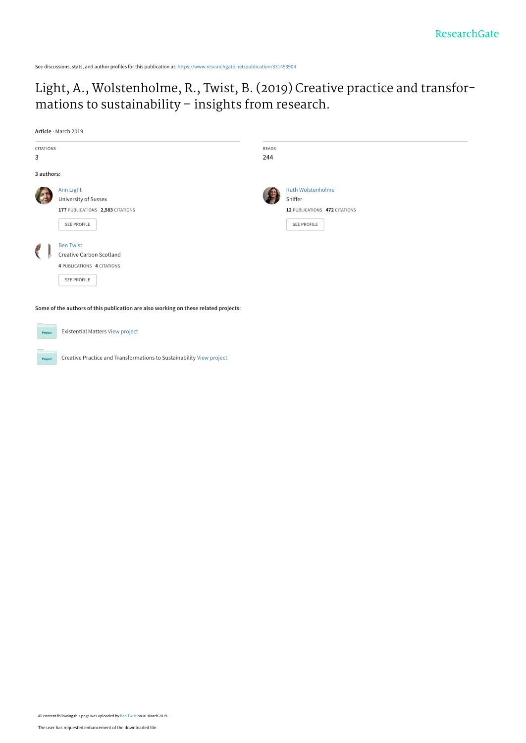See discussions, stats, and author profiles for this publication at: https://www.researchgate.net/publication/331453904

# Light, A., Wolstenholme, R., Twist, B. (2019) Creative practice and transformations to sustainability – insights from research.

**Article** · March 2019

| CITATIONS | READS |
| --- | --- |
| 3 | 244 |

**3 authors:**

**Ann Light**
University of Sussex
**177** PUBLICATIONS **2,583** CITATIONS
SEE PROFILE

**Ruth Wolstenholme**
Sniffer
**12** PUBLICATIONS **472** CITATIONS
SEE PROFILE

**Ben Twist**
Creative Carbon Scotland
**4** PUBLICATIONS **4** CITATIONS
SEE PROFILE

**Some of the authors of this publication are also working on these related projects:**

Project: Existential Matters View project

Project: Creative Practice and Transformations to Sustainability View project

All content following this page was uploaded by Ben Twist on 01 March 2019.

The user has requested enhancement of the downloaded file.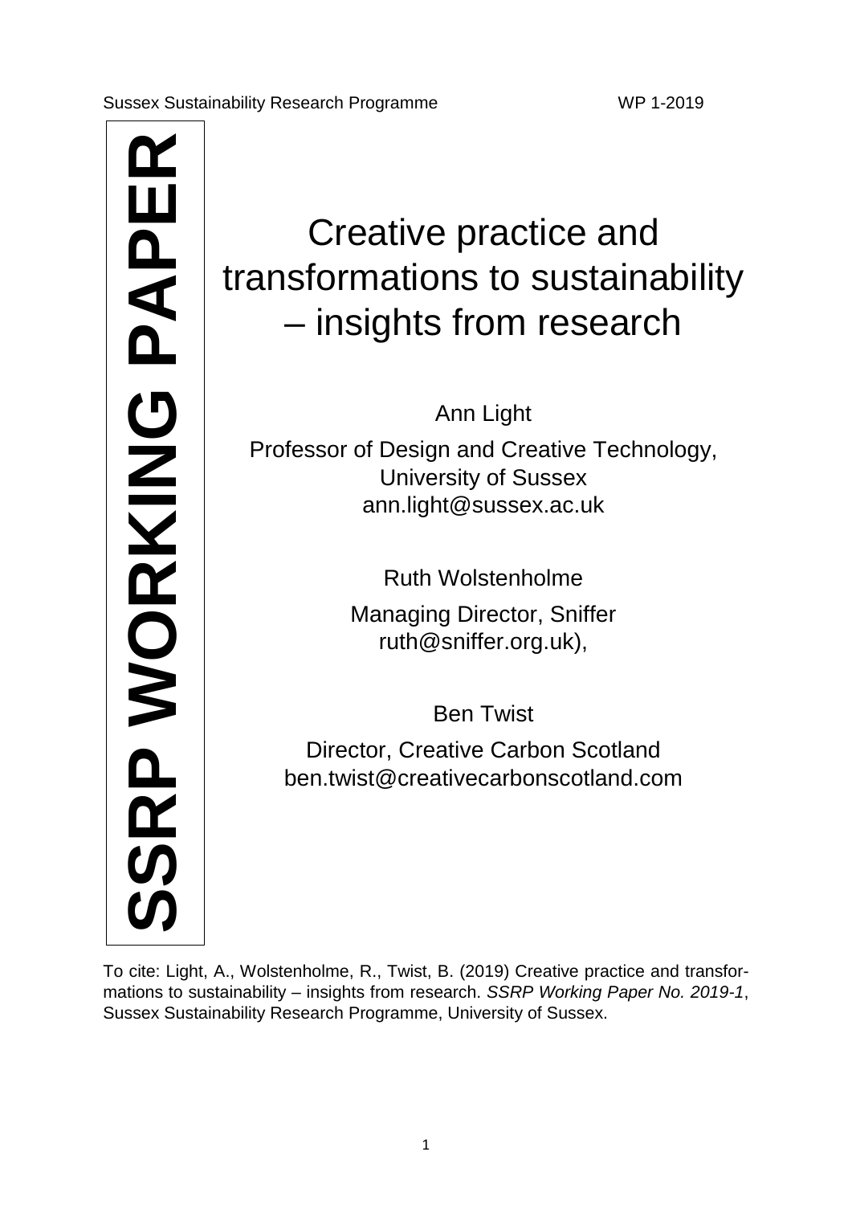# SSRP WORKING PAPER

# Creative practice and transformations to sustainability – insights from research

Ann Light

Professor of Design and Creative Technology, University of Sussex
ann.light@sussex.ac.uk

Ruth Wolstenholme

Managing Director, Sniffer
ruth@sniffer.org.uk),

Ben Twist

Director, Creative Carbon Scotland
ben.twist@creativecarbonscotland.com

To cite: Light, A., Wolstenholme, R., Twist, B. (2019) Creative practice and transformations to sustainability – insights from research. *SSRP Working Paper No. 2019-1*, Sussex Sustainability Research Programme, University of Sussex.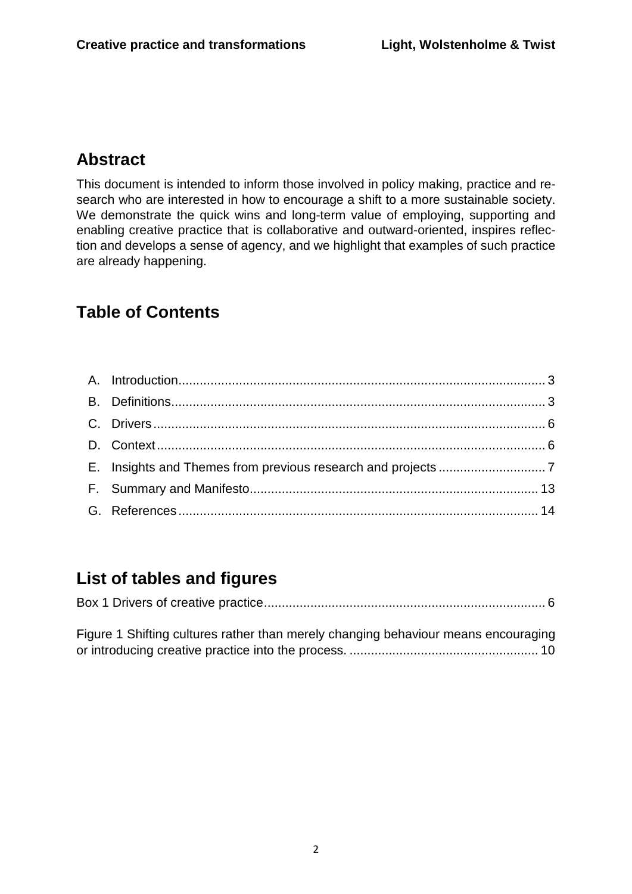## Abstract

This document is intended to inform those involved in policy making, practice and research who are interested in how to encourage a shift to a more sustainable society. We demonstrate the quick wins and long-term value of employing, supporting and enabling creative practice that is collaborative and outward-oriented, inspires reflection and develops a sense of agency, and we highlight that examples of such practice are already happening.

## Table of Contents

A. Introduction ..... 3
B. Definitions ..... 3
C. Drivers ..... 6
D. Context ..... 6
E. Insights and Themes from previous research and projects ..... 7
F. Summary and Manifesto ..... 13
G. References ..... 14

## List of tables and figures

Box 1 Drivers of creative practice ..... 6

Figure 1 Shifting cultures rather than merely changing behaviour means encouraging or introducing creative practice into the process. ..... 10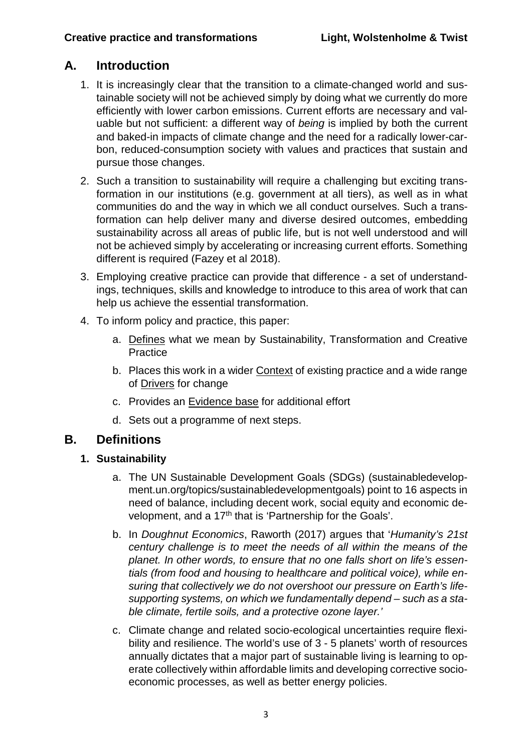## A. Introduction

1. It is increasingly clear that the transition to a climate-changed world and sustainable society will not be achieved simply by doing what we currently do more efficiently with lower carbon emissions. Current efforts are necessary and valuable but not sufficient: a different way of *being* is implied by both the current and baked-in impacts of climate change and the need for a radically lower-carbon, reduced-consumption society with values and practices that sustain and pursue those changes.

2. Such a transition to sustainability will require a challenging but exciting transformation in our institutions (e.g. government at all tiers), as well as in what communities do and the way in which we all conduct ourselves. Such a transformation can help deliver many and diverse desired outcomes, embedding sustainability across all areas of public life, but is not well understood and will not be achieved simply by accelerating or increasing current efforts. Something different is required (Fazey et al 2018).

3. Employing creative practice can provide that difference - a set of understandings, techniques, skills and knowledge to introduce to this area of work that can help us achieve the essential transformation.

4. To inform policy and practice, this paper:

   a. <u>Defines</u> what we mean by Sustainability, Transformation and Creative Practice

   b. Places this work in a wider <u>Context</u> of existing practice and a wide range of <u>Drivers</u> for change

   c. Provides an <u>Evidence base</u> for additional effort

   d. Sets out a programme of next steps.

## B. Definitions

### 1. Sustainability

a. The UN Sustainable Development Goals (SDGs) (sustainabledevelopment.un.org/topics/sustainabledevelopmentgoals) point to 16 aspects in need of balance, including decent work, social equity and economic development, and a 17th that is 'Partnership for the Goals'.

b. In *Doughnut Economics*, Raworth (2017) argues that '*Humanity's 21st century challenge is to meet the needs of all within the means of the planet. In other words, to ensure that no one falls short on life's essentials (from food and housing to healthcare and political voice), while ensuring that collectively we do not overshoot our pressure on Earth's life-supporting systems, on which we fundamentally depend – such as a stable climate, fertile soils, and a protective ozone layer.*'

c. Climate change and related socio-ecological uncertainties require flexibility and resilience. The world's use of 3 - 5 planets' worth of resources annually dictates that a major part of sustainable living is learning to operate collectively within affordable limits and developing corrective socio-economic processes, as well as better energy policies.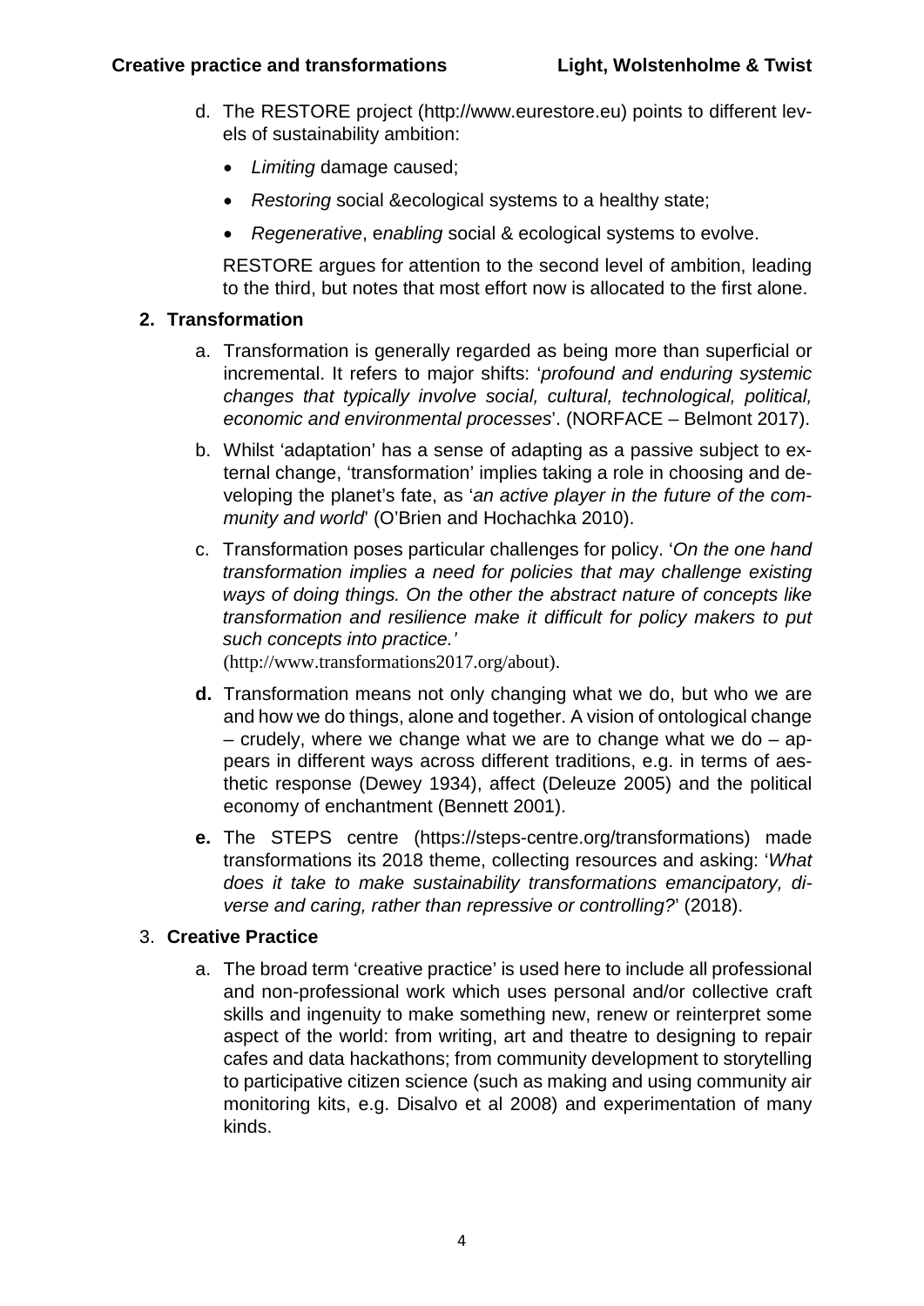d. The RESTORE project (http://www.eurestore.eu) points to different levels of sustainability ambition:

- *Limiting* damage caused;
- *Restoring* social &ecological systems to a healthy state;
- *Regenerative*, e*nabling* social & ecological systems to evolve.

RESTORE argues for attention to the second level of ambition, leading to the third, but notes that most effort now is allocated to the first alone.

## 2. Transformation

a. Transformation is generally regarded as being more than superficial or incremental. It refers to major shifts: '*profound and enduring systemic changes that typically involve social, cultural, technological, political, economic and environmental processes*'. (NORFACE – Belmont 2017).

b. Whilst 'adaptation' has a sense of adapting as a passive subject to external change, 'transformation' implies taking a role in choosing and developing the planet's fate, as '*an active player in the future of the community and world*' (O'Brien and Hochachka 2010).

c. Transformation poses particular challenges for policy. '*On the one hand transformation implies a need for policies that may challenge existing ways of doing things. On the other the abstract nature of concepts like transformation and resilience make it difficult for policy makers to put such concepts into practice.'* (http://www.transformations2017.org/about).

**d.** Transformation means not only changing what we do, but who we are and how we do things, alone and together. A vision of ontological change – crudely, where we change what we are to change what we do – appears in different ways across different traditions, e.g. in terms of aesthetic response (Dewey 1934), affect (Deleuze 2005) and the political economy of enchantment (Bennett 2001).

**e.** The STEPS centre (https://steps-centre.org/transformations) made transformations its 2018 theme, collecting resources and asking: '*What does it take to make sustainability transformations emancipatory, diverse and caring, rather than repressive or controlling?*' (2018).

## 3. Creative Practice

a. The broad term 'creative practice' is used here to include all professional and non-professional work which uses personal and/or collective craft skills and ingenuity to make something new, renew or reinterpret some aspect of the world: from writing, art and theatre to designing to repair cafes and data hackathons; from community development to storytelling to participative citizen science (such as making and using community air monitoring kits, e.g. Disalvo et al 2008) and experimentation of many kinds.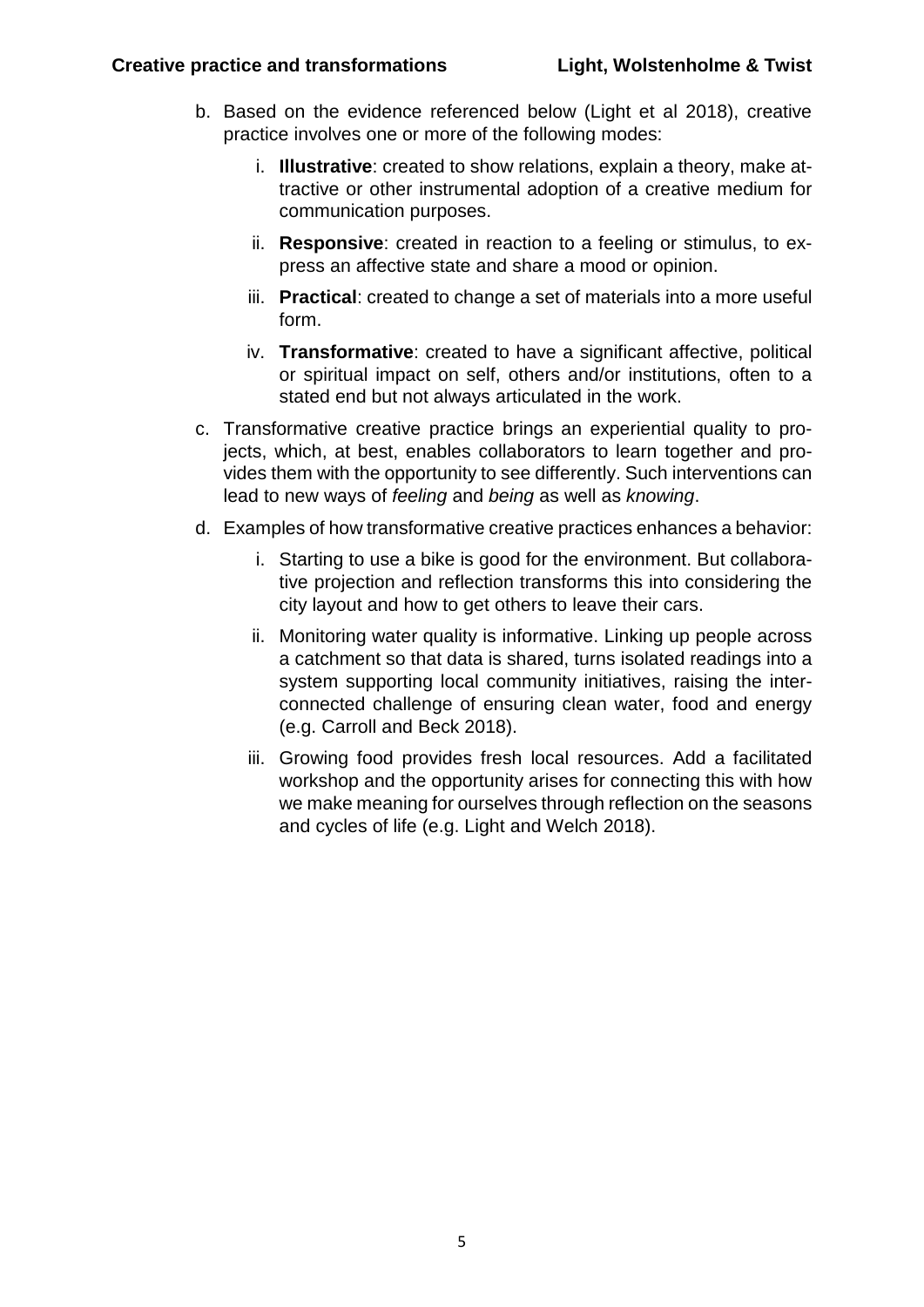b. Based on the evidence referenced below (Light et al 2018), creative practice involves one or more of the following modes:

   i. **Illustrative**: created to show relations, explain a theory, make attractive or other instrumental adoption of a creative medium for communication purposes.

   ii. **Responsive**: created in reaction to a feeling or stimulus, to express an affective state and share a mood or opinion.

   iii. **Practical**: created to change a set of materials into a more useful form.

   iv. **Transformative**: created to have a significant affective, political or spiritual impact on self, others and/or institutions, often to a stated end but not always articulated in the work.

c. Transformative creative practice brings an experiential quality to projects, which, at best, enables collaborators to learn together and provides them with the opportunity to see differently. Such interventions can lead to new ways of *feeling* and *being* as well as *knowing*.

d. Examples of how transformative creative practices enhances a behavior:

   i. Starting to use a bike is good for the environment. But collaborative projection and reflection transforms this into considering the city layout and how to get others to leave their cars.

   ii. Monitoring water quality is informative. Linking up people across a catchment so that data is shared, turns isolated readings into a system supporting local community initiatives, raising the interconnected challenge of ensuring clean water, food and energy (e.g. Carroll and Beck 2018).

   iii. Growing food provides fresh local resources. Add a facilitated workshop and the opportunity arises for connecting this with how we make meaning for ourselves through reflection on the seasons and cycles of life (e.g. Light and Welch 2018).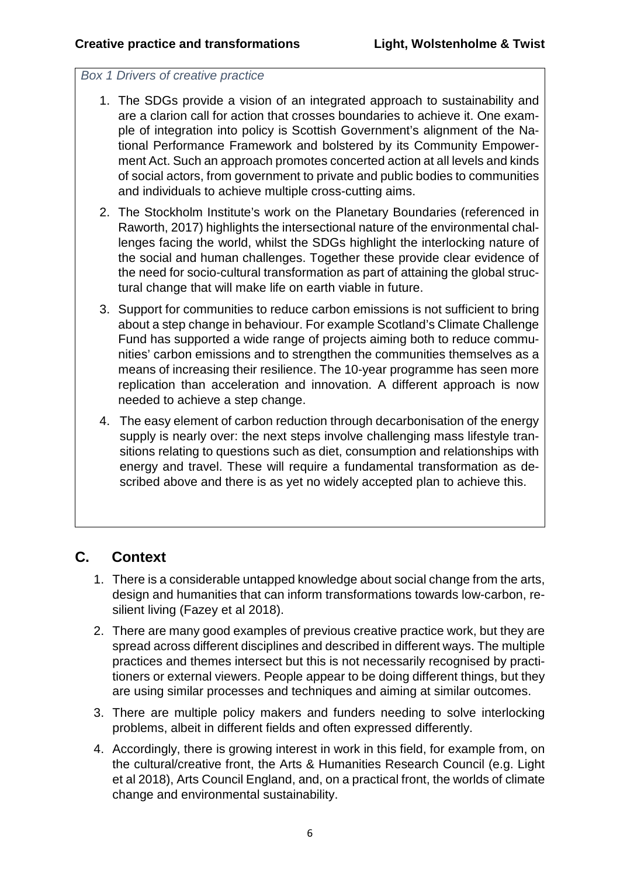*Box 1 Drivers of creative practice*

1. The SDGs provide a vision of an integrated approach to sustainability and are a clarion call for action that crosses boundaries to achieve it. One example of integration into policy is Scottish Government's alignment of the National Performance Framework and bolstered by its Community Empowerment Act. Such an approach promotes concerted action at all levels and kinds of social actors, from government to private and public bodies to communities and individuals to achieve multiple cross-cutting aims.
2. The Stockholm Institute's work on the Planetary Boundaries (referenced in Raworth, 2017) highlights the intersectional nature of the environmental challenges facing the world, whilst the SDGs highlight the interlocking nature of the social and human challenges. Together these provide clear evidence of the need for socio-cultural transformation as part of attaining the global structural change that will make life on earth viable in future.
3. Support for communities to reduce carbon emissions is not sufficient to bring about a step change in behaviour. For example Scotland's Climate Challenge Fund has supported a wide range of projects aiming both to reduce communities' carbon emissions and to strengthen the communities themselves as a means of increasing their resilience. The 10-year programme has seen more replication than acceleration and innovation. A different approach is now needed to achieve a step change.
4. The easy element of carbon reduction through decarbonisation of the energy supply is nearly over: the next steps involve challenging mass lifestyle transitions relating to questions such as diet, consumption and relationships with energy and travel. These will require a fundamental transformation as described above and there is as yet no widely accepted plan to achieve this.

## C. Context

1. There is a considerable untapped knowledge about social change from the arts, design and humanities that can inform transformations towards low-carbon, resilient living (Fazey et al 2018).
2. There are many good examples of previous creative practice work, but they are spread across different disciplines and described in different ways. The multiple practices and themes intersect but this is not necessarily recognised by practitioners or external viewers. People appear to be doing different things, but they are using similar processes and techniques and aiming at similar outcomes.
3. There are multiple policy makers and funders needing to solve interlocking problems, albeit in different fields and often expressed differently.
4. Accordingly, there is growing interest in work in this field, for example from, on the cultural/creative front, the Arts & Humanities Research Council (e.g. Light et al 2018), Arts Council England, and, on a practical front, the worlds of climate change and environmental sustainability.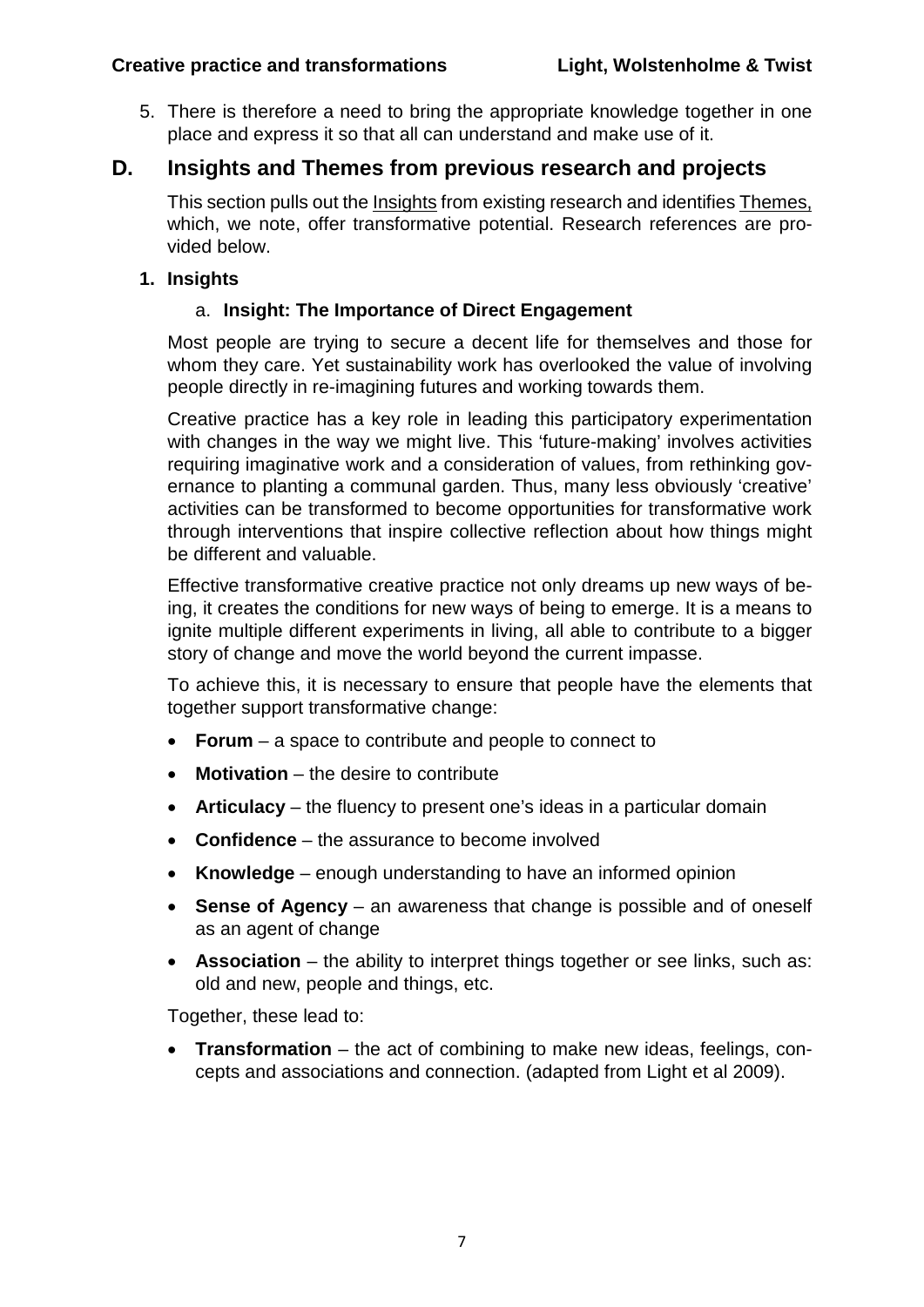5. There is therefore a need to bring the appropriate knowledge together in one place and express it so that all can understand and make use of it.

## D. Insights and Themes from previous research and projects

This section pulls out the Insights from existing research and identifies Themes, which, we note, offer transformative potential. Research references are provided below.

### 1. Insights

#### a. Insight: The Importance of Direct Engagement

Most people are trying to secure a decent life for themselves and those for whom they care. Yet sustainability work has overlooked the value of involving people directly in re-imagining futures and working towards them.

Creative practice has a key role in leading this participatory experimentation with changes in the way we might live. This 'future-making' involves activities requiring imaginative work and a consideration of values, from rethinking governance to planting a communal garden. Thus, many less obviously 'creative' activities can be transformed to become opportunities for transformative work through interventions that inspire collective reflection about how things might be different and valuable.

Effective transformative creative practice not only dreams up new ways of being, it creates the conditions for new ways of being to emerge. It is a means to ignite multiple different experiments in living, all able to contribute to a bigger story of change and move the world beyond the current impasse.

To achieve this, it is necessary to ensure that people have the elements that together support transformative change:

- **Forum** – a space to contribute and people to connect to
- **Motivation** – the desire to contribute
- **Articulacy** – the fluency to present one's ideas in a particular domain
- **Confidence** – the assurance to become involved
- **Knowledge** – enough understanding to have an informed opinion
- **Sense of Agency** – an awareness that change is possible and of oneself as an agent of change
- **Association** – the ability to interpret things together or see links, such as: old and new, people and things, etc.

Together, these lead to:

- **Transformation** – the act of combining to make new ideas, feelings, concepts and associations and connection. (adapted from Light et al 2009).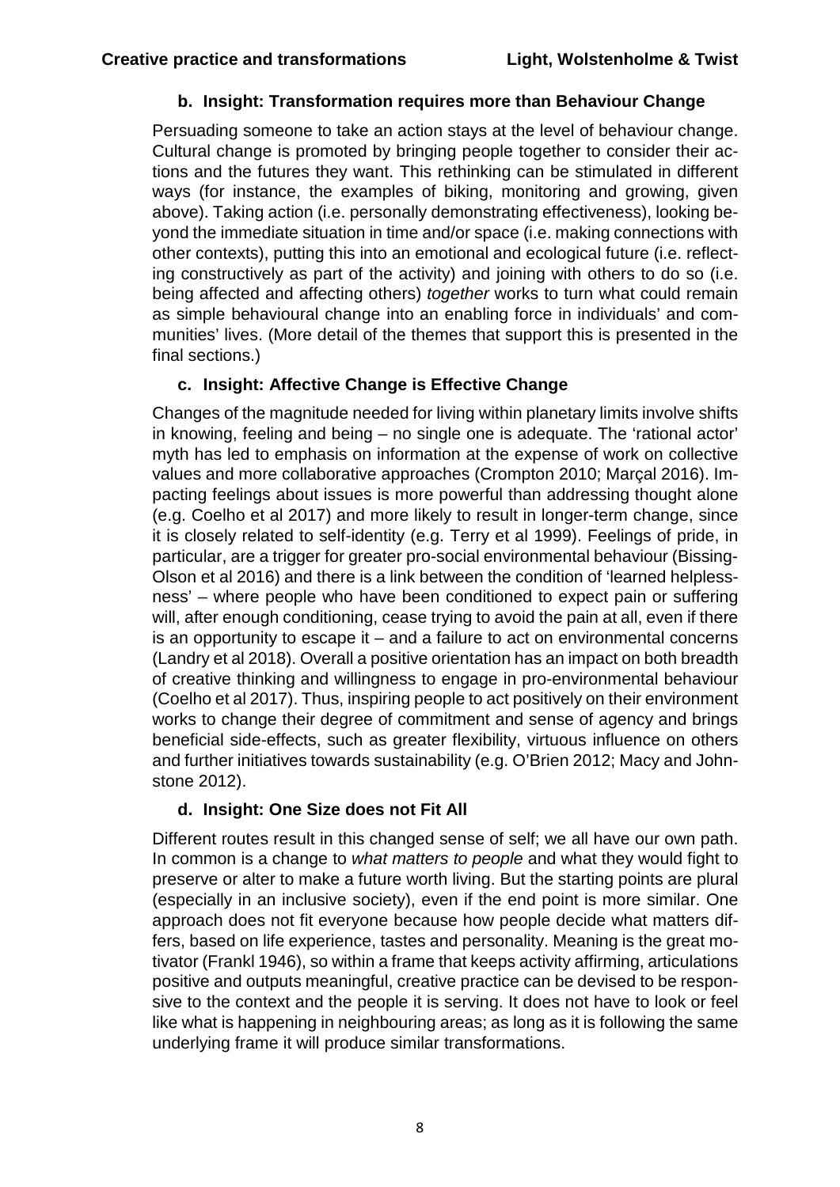### b. Insight: Transformation requires more than Behaviour Change

Persuading someone to take an action stays at the level of behaviour change. Cultural change is promoted by bringing people together to consider their actions and the futures they want. This rethinking can be stimulated in different ways (for instance, the examples of biking, monitoring and growing, given above). Taking action (i.e. personally demonstrating effectiveness), looking beyond the immediate situation in time and/or space (i.e. making connections with other contexts), putting this into an emotional and ecological future (i.e. reflecting constructively as part of the activity) and joining with others to do so (i.e. being affected and affecting others) *together* works to turn what could remain as simple behavioural change into an enabling force in individuals' and communities' lives. (More detail of the themes that support this is presented in the final sections.)

### c. Insight: Affective Change is Effective Change

Changes of the magnitude needed for living within planetary limits involve shifts in knowing, feeling and being – no single one is adequate. The 'rational actor' myth has led to emphasis on information at the expense of work on collective values and more collaborative approaches (Crompton 2010; Marçal 2016). Impacting feelings about issues is more powerful than addressing thought alone (e.g. Coelho et al 2017) and more likely to result in longer-term change, since it is closely related to self-identity (e.g. Terry et al 1999). Feelings of pride, in particular, are a trigger for greater pro-social environmental behaviour (Bissing-Olson et al 2016) and there is a link between the condition of 'learned helplessness' – where people who have been conditioned to expect pain or suffering will, after enough conditioning, cease trying to avoid the pain at all, even if there is an opportunity to escape it – and a failure to act on environmental concerns (Landry et al 2018). Overall a positive orientation has an impact on both breadth of creative thinking and willingness to engage in pro-environmental behaviour (Coelho et al 2017). Thus, inspiring people to act positively on their environment works to change their degree of commitment and sense of agency and brings beneficial side-effects, such as greater flexibility, virtuous influence on others and further initiatives towards sustainability (e.g. O'Brien 2012; Macy and Johnstone 2012).

### d. Insight: One Size does not Fit All

Different routes result in this changed sense of self; we all have our own path. In common is a change to *what matters to people* and what they would fight to preserve or alter to make a future worth living. But the starting points are plural (especially in an inclusive society), even if the end point is more similar. One approach does not fit everyone because how people decide what matters differs, based on life experience, tastes and personality. Meaning is the great motivator (Frankl 1946), so within a frame that keeps activity affirming, articulations positive and outputs meaningful, creative practice can be devised to be responsive to the context and the people it is serving. It does not have to look or feel like what is happening in neighbouring areas; as long as it is following the same underlying frame it will produce similar transformations.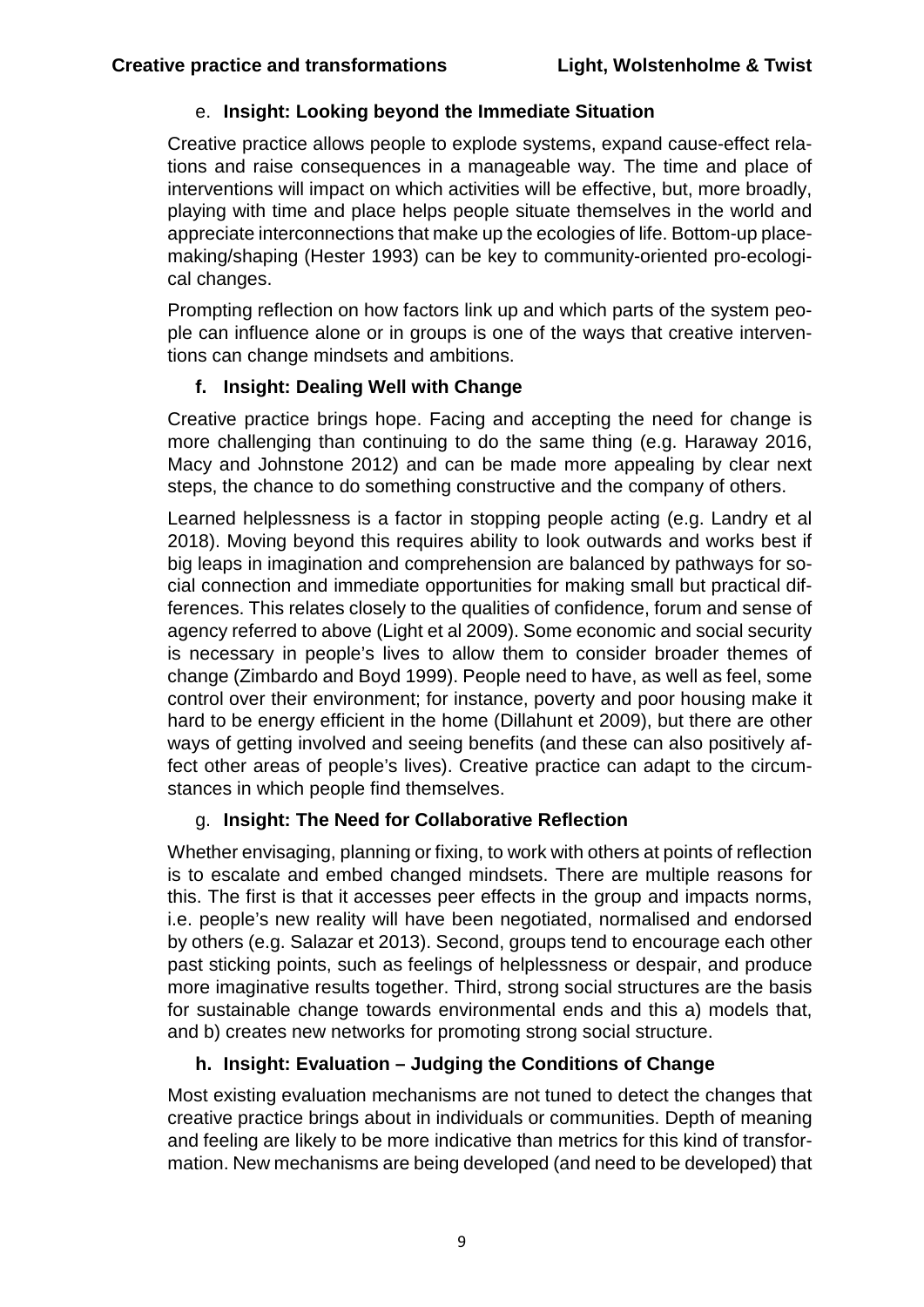### e. Insight: Looking beyond the Immediate Situation

Creative practice allows people to explode systems, expand cause-effect relations and raise consequences in a manageable way. The time and place of interventions will impact on which activities will be effective, but, more broadly, playing with time and place helps people situate themselves in the world and appreciate interconnections that make up the ecologies of life. Bottom-up place-making/shaping (Hester 1993) can be key to community-oriented pro-ecological changes.

Prompting reflection on how factors link up and which parts of the system people can influence alone or in groups is one of the ways that creative interventions can change mindsets and ambitions.

### f. Insight: Dealing Well with Change

Creative practice brings hope. Facing and accepting the need for change is more challenging than continuing to do the same thing (e.g. Haraway 2016, Macy and Johnstone 2012) and can be made more appealing by clear next steps, the chance to do something constructive and the company of others.

Learned helplessness is a factor in stopping people acting (e.g. Landry et al 2018). Moving beyond this requires ability to look outwards and works best if big leaps in imagination and comprehension are balanced by pathways for social connection and immediate opportunities for making small but practical differences. This relates closely to the qualities of confidence, forum and sense of agency referred to above (Light et al 2009). Some economic and social security is necessary in people's lives to allow them to consider broader themes of change (Zimbardo and Boyd 1999). People need to have, as well as feel, some control over their environment; for instance, poverty and poor housing make it hard to be energy efficient in the home (Dillahunt et 2009), but there are other ways of getting involved and seeing benefits (and these can also positively affect other areas of people's lives). Creative practice can adapt to the circumstances in which people find themselves.

### g. Insight: The Need for Collaborative Reflection

Whether envisaging, planning or fixing, to work with others at points of reflection is to escalate and embed changed mindsets. There are multiple reasons for this. The first is that it accesses peer effects in the group and impacts norms, i.e. people's new reality will have been negotiated, normalised and endorsed by others (e.g. Salazar et 2013). Second, groups tend to encourage each other past sticking points, such as feelings of helplessness or despair, and produce more imaginative results together. Third, strong social structures are the basis for sustainable change towards environmental ends and this a) models that, and b) creates new networks for promoting strong social structure.

### h. Insight: Evaluation – Judging the Conditions of Change

Most existing evaluation mechanisms are not tuned to detect the changes that creative practice brings about in individuals or communities. Depth of meaning and feeling are likely to be more indicative than metrics for this kind of transformation. New mechanisms are being developed (and need to be developed) that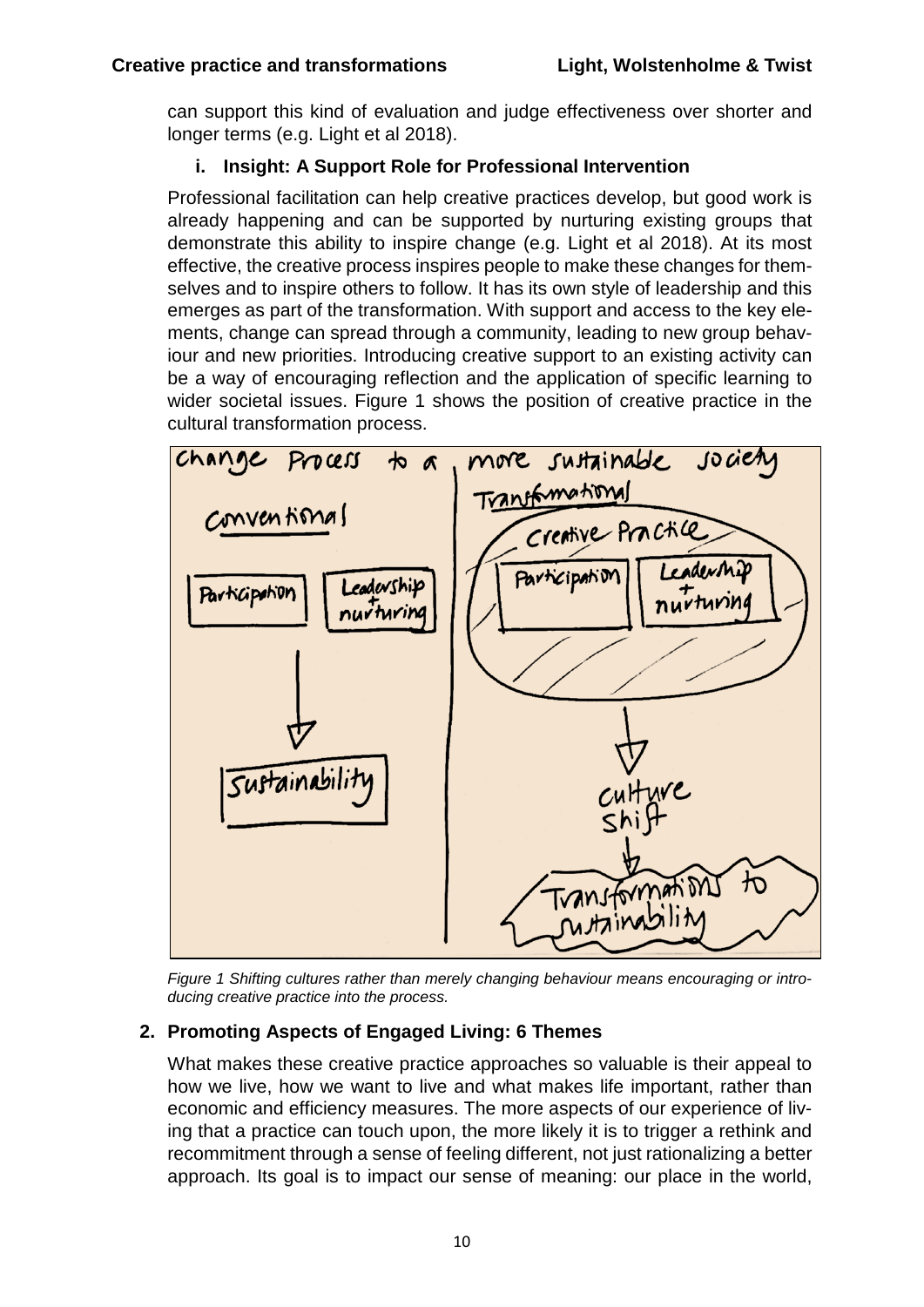can support this kind of evaluation and judge effectiveness over shorter and longer terms (e.g. Light et al 2018).

### i. Insight: A Support Role for Professional Intervention

Professional facilitation can help creative practices develop, but good work is already happening and can be supported by nurturing existing groups that demonstrate this ability to inspire change (e.g. Light et al 2018). At its most effective, the creative process inspires people to make these changes for themselves and to inspire others to follow. It has its own style of leadership and this emerges as part of the transformation. With support and access to the key elements, change can spread through a community, leading to new group behaviour and new priorities. Introducing creative support to an existing activity can be a way of encouraging reflection and the application of specific learning to wider societal issues. Figure 1 shows the position of creative practice in the cultural transformation process.

*Figure 1 Shifting cultures rather than merely changing behaviour means encouraging or introducing creative practice into the process.*

## 2. Promoting Aspects of Engaged Living: 6 Themes

What makes these creative practice approaches so valuable is their appeal to how we live, how we want to live and what makes life important, rather than economic and efficiency measures. The more aspects of our experience of living that a practice can touch upon, the more likely it is to trigger a rethink and recommitment through a sense of feeling different, not just rationalizing a better approach. Its goal is to impact our sense of meaning: our place in the world,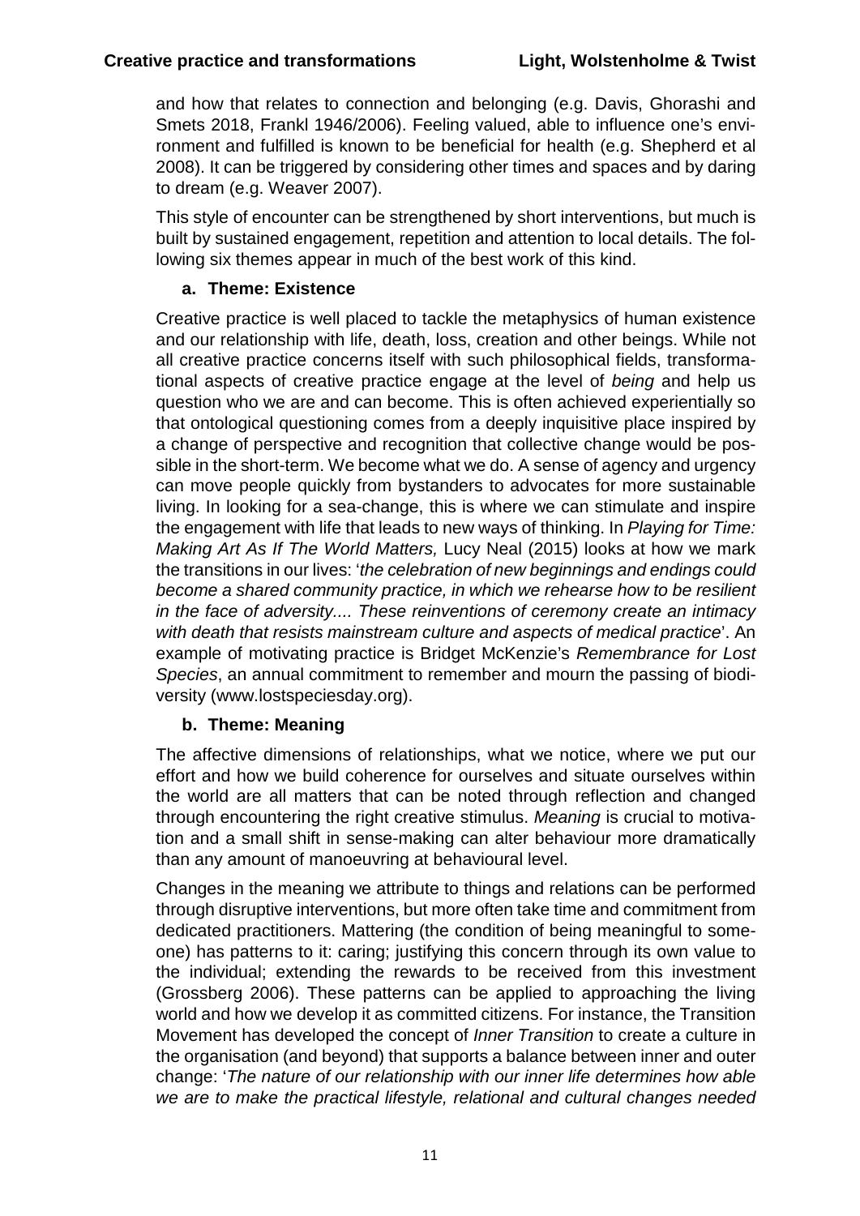and how that relates to connection and belonging (e.g. Davis, Ghorashi and Smets 2018, Frankl 1946/2006). Feeling valued, able to influence one's environment and fulfilled is known to be beneficial for health (e.g. Shepherd et al 2008). It can be triggered by considering other times and spaces and by daring to dream (e.g. Weaver 2007).

This style of encounter can be strengthened by short interventions, but much is built by sustained engagement, repetition and attention to local details. The following six themes appear in much of the best work of this kind.

### a. Theme: Existence

Creative practice is well placed to tackle the metaphysics of human existence and our relationship with life, death, loss, creation and other beings. While not all creative practice concerns itself with such philosophical fields, transformational aspects of creative practice engage at the level of *being* and help us question who we are and can become. This is often achieved experientially so that ontological questioning comes from a deeply inquisitive place inspired by a change of perspective and recognition that collective change would be possible in the short-term. We become what we do. A sense of agency and urgency can move people quickly from bystanders to advocates for more sustainable living. In looking for a sea-change, this is where we can stimulate and inspire the engagement with life that leads to new ways of thinking. In *Playing for Time: Making Art As If The World Matters,* Lucy Neal (2015) looks at how we mark the transitions in our lives: '*the celebration of new beginnings and endings could become a shared community practice, in which we rehearse how to be resilient in the face of adversity.... These reinventions of ceremony create an intimacy with death that resists mainstream culture and aspects of medical practice*'. An example of motivating practice is Bridget McKenzie's *Remembrance for Lost Species*, an annual commitment to remember and mourn the passing of biodiversity (www.lostspeciesday.org).

### b. Theme: Meaning

The affective dimensions of relationships, what we notice, where we put our effort and how we build coherence for ourselves and situate ourselves within the world are all matters that can be noted through reflection and changed through encountering the right creative stimulus. *Meaning* is crucial to motivation and a small shift in sense-making can alter behaviour more dramatically than any amount of manoeuvring at behavioural level.

Changes in the meaning we attribute to things and relations can be performed through disruptive interventions, but more often take time and commitment from dedicated practitioners. Mattering (the condition of being meaningful to someone) has patterns to it: caring; justifying this concern through its own value to the individual; extending the rewards to be received from this investment (Grossberg 2006). These patterns can be applied to approaching the living world and how we develop it as committed citizens. For instance, the Transition Movement has developed the concept of *Inner Transition* to create a culture in the organisation (and beyond) that supports a balance between inner and outer change: '*The nature of our relationship with our inner life determines how able we are to make the practical lifestyle, relational and cultural changes needed*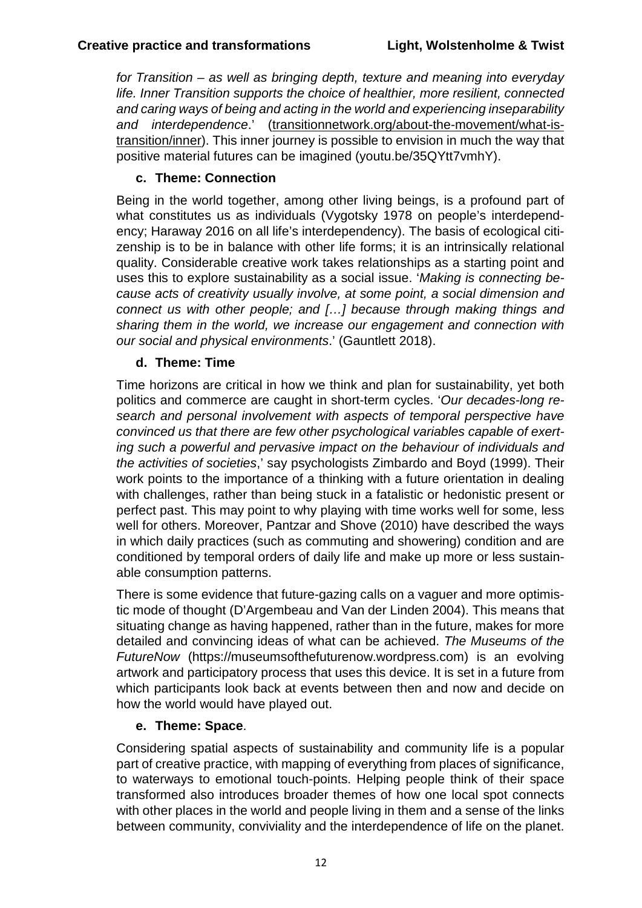*for Transition – as well as bringing depth, texture and meaning into everyday life. Inner Transition supports the choice of healthier, more resilient, connected and caring ways of being and acting in the world and experiencing inseparability and interdependence*.' (transitionnetwork.org/about-the-movement/what-is-transition/inner). This inner journey is possible to envision in much the way that positive material futures can be imagined (youtu.be/35QYtt7vmhY).

### c. Theme: Connection

Being in the world together, among other living beings, is a profound part of what constitutes us as individuals (Vygotsky 1978 on people's interdependency; Haraway 2016 on all life's interdependency). The basis of ecological citizenship is to be in balance with other life forms; it is an intrinsically relational quality. Considerable creative work takes relationships as a starting point and uses this to explore sustainability as a social issue. '*Making is connecting because acts of creativity usually involve, at some point, a social dimension and connect us with other people; and […] because through making things and sharing them in the world, we increase our engagement and connection with our social and physical environments*.' (Gauntlett 2018).

### d. Theme: Time

Time horizons are critical in how we think and plan for sustainability, yet both politics and commerce are caught in short-term cycles. '*Our decades-long research and personal involvement with aspects of temporal perspective have convinced us that there are few other psychological variables capable of exerting such a powerful and pervasive impact on the behaviour of individuals and the activities of societies*,' say psychologists Zimbardo and Boyd (1999). Their work points to the importance of a thinking with a future orientation in dealing with challenges, rather than being stuck in a fatalistic or hedonistic present or perfect past. This may point to why playing with time works well for some, less well for others. Moreover, Pantzar and Shove (2010) have described the ways in which daily practices (such as commuting and showering) condition and are conditioned by temporal orders of daily life and make up more or less sustainable consumption patterns.

There is some evidence that future-gazing calls on a vaguer and more optimistic mode of thought (D'Argembeau and Van der Linden 2004). This means that situating change as having happened, rather than in the future, makes for more detailed and convincing ideas of what can be achieved. *The Museums of the FutureNow* (https://museumsofthefuturenow.wordpress.com) is an evolving artwork and participatory process that uses this device. It is set in a future from which participants look back at events between then and now and decide on how the world would have played out.

### e. Theme: Space.

Considering spatial aspects of sustainability and community life is a popular part of creative practice, with mapping of everything from places of significance, to waterways to emotional touch-points. Helping people think of their space transformed also introduces broader themes of how one local spot connects with other places in the world and people living in them and a sense of the links between community, conviviality and the interdependence of life on the planet.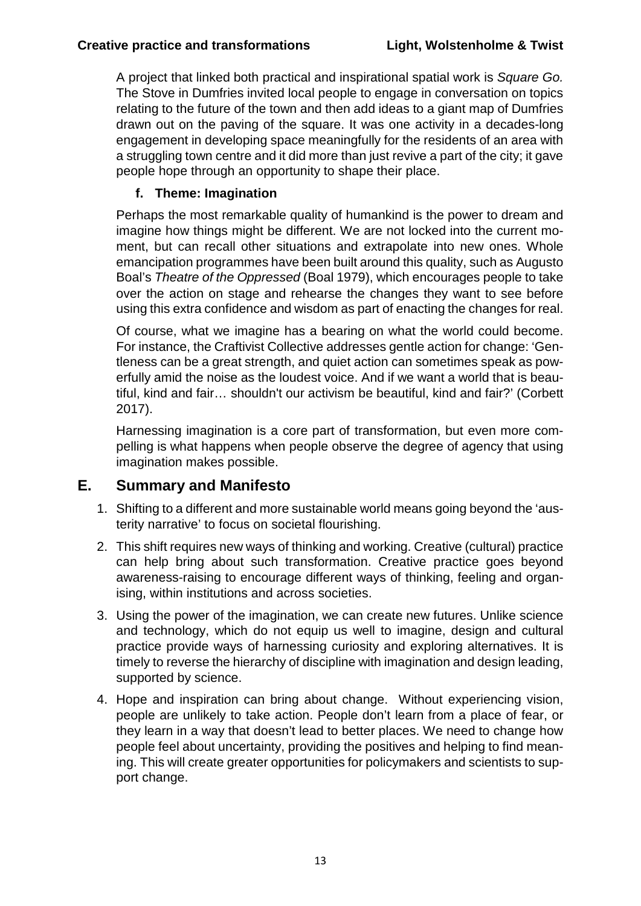A project that linked both practical and inspirational spatial work is *Square Go.* The Stove in Dumfries invited local people to engage in conversation on topics relating to the future of the town and then add ideas to a giant map of Dumfries drawn out on the paving of the square. It was one activity in a decades-long engagement in developing space meaningfully for the residents of an area with a struggling town centre and it did more than just revive a part of the city; it gave people hope through an opportunity to shape their place.

### f. Theme: Imagination

Perhaps the most remarkable quality of humankind is the power to dream and imagine how things might be different. We are not locked into the current moment, but can recall other situations and extrapolate into new ones. Whole emancipation programmes have been built around this quality, such as Augusto Boal's *Theatre of the Oppressed* (Boal 1979), which encourages people to take over the action on stage and rehearse the changes they want to see before using this extra confidence and wisdom as part of enacting the changes for real.

Of course, what we imagine has a bearing on what the world could become. For instance, the Craftivist Collective addresses gentle action for change: 'Gentleness can be a great strength, and quiet action can sometimes speak as powerfully amid the noise as the loudest voice. And if we want a world that is beautiful, kind and fair… shouldn't our activism be beautiful, kind and fair?' (Corbett 2017).

Harnessing imagination is a core part of transformation, but even more compelling is what happens when people observe the degree of agency that using imagination makes possible.

## E. Summary and Manifesto

1. Shifting to a different and more sustainable world means going beyond the 'austerity narrative' to focus on societal flourishing.
2. This shift requires new ways of thinking and working. Creative (cultural) practice can help bring about such transformation. Creative practice goes beyond awareness-raising to encourage different ways of thinking, feeling and organising, within institutions and across societies.
3. Using the power of the imagination, we can create new futures. Unlike science and technology, which do not equip us well to imagine, design and cultural practice provide ways of harnessing curiosity and exploring alternatives. It is timely to reverse the hierarchy of discipline with imagination and design leading, supported by science.
4. Hope and inspiration can bring about change. Without experiencing vision, people are unlikely to take action. People don't learn from a place of fear, or they learn in a way that doesn't lead to better places. We need to change how people feel about uncertainty, providing the positives and helping to find meaning. This will create greater opportunities for policymakers and scientists to support change.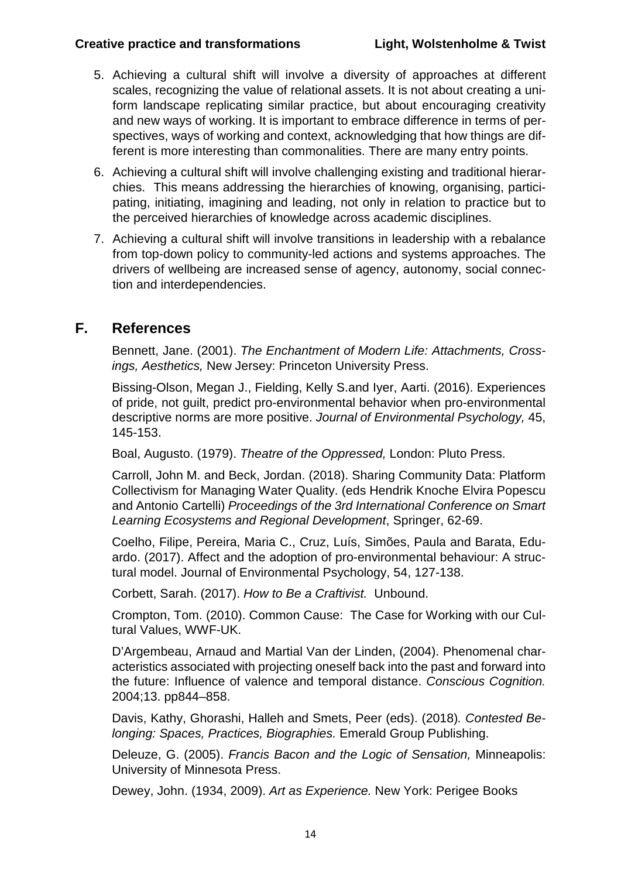5. Achieving a cultural shift will involve a diversity of approaches at different scales, recognizing the value of relational assets. It is not about creating a uniform landscape replicating similar practice, but about encouraging creativity and new ways of working. It is important to embrace difference in terms of perspectives, ways of working and context, acknowledging that how things are different is more interesting than commonalities. There are many entry points.
6. Achieving a cultural shift will involve challenging existing and traditional hierarchies. This means addressing the hierarchies of knowing, organising, participating, initiating, imagining and leading, not only in relation to practice but to the perceived hierarchies of knowledge across academic disciplines.
7. Achieving a cultural shift will involve transitions in leadership with a rebalance from top-down policy to community-led actions and systems approaches. The drivers of wellbeing are increased sense of agency, autonomy, social connection and interdependencies.

## F. References

Bennett, Jane. (2001). *The Enchantment of Modern Life: Attachments, Crossings, Aesthetics,* New Jersey: Princeton University Press.

Bissing-Olson, Megan J., Fielding, Kelly S.and Iyer, Aarti. (2016). Experiences of pride, not guilt, predict pro-environmental behavior when pro-environmental descriptive norms are more positive. *Journal of Environmental Psychology,* 45, 145-153.

Boal, Augusto. (1979). *Theatre of the Oppressed,* London: Pluto Press.

Carroll, John M. and Beck, Jordan. (2018). Sharing Community Data: Platform Collectivism for Managing Water Quality. (eds Hendrik Knoche Elvira Popescu and Antonio Cartelli) *Proceedings of the 3rd International Conference on Smart Learning Ecosystems and Regional Development*, Springer, 62-69.

Coelho, Filipe, Pereira, Maria C., Cruz, Luís, Simões, Paula and Barata, Eduardo. (2017). Affect and the adoption of pro-environmental behaviour: A structural model. Journal of Environmental Psychology, 54, 127-138.

Corbett, Sarah. (2017). *How to Be a Craftivist.* Unbound.

Crompton, Tom. (2010). Common Cause: The Case for Working with our Cultural Values, WWF-UK.

D'Argembeau, Arnaud and Martial Van der Linden, (2004). Phenomenal characteristics associated with projecting oneself back into the past and forward into the future: Influence of valence and temporal distance. *Conscious Cognition.* 2004;13. pp844–858.

Davis, Kathy, Ghorashi, Halleh and Smets, Peer (eds). (2018)*. Contested Belonging: Spaces, Practices, Biographies.* Emerald Group Publishing.

Deleuze, G. (2005). *Francis Bacon and the Logic of Sensation,* Minneapolis: University of Minnesota Press.

Dewey, John. (1934, 2009). *Art as Experience.* New York: Perigee Books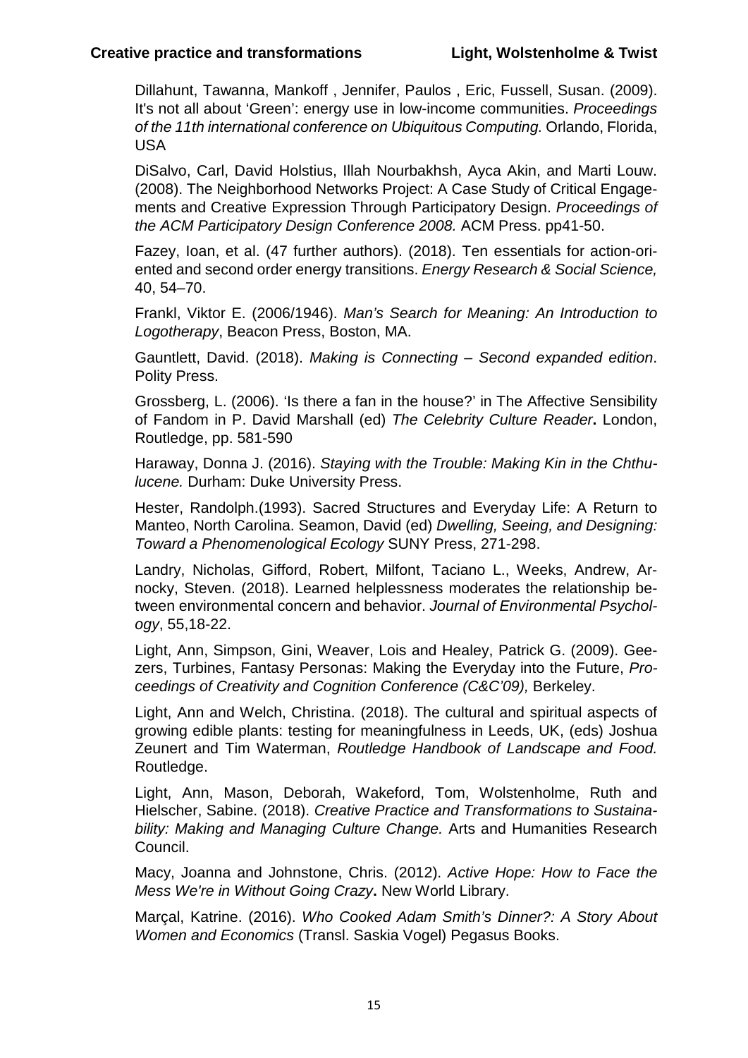Dillahunt, Tawanna, Mankoff , Jennifer, Paulos , Eric, Fussell, Susan. (2009). It's not all about 'Green': energy use in low-income communities. *Proceedings of the 11th international conference on Ubiquitous Computing.* Orlando, Florida, USA

DiSalvo, Carl, David Holstius, Illah Nourbakhsh, Ayca Akin, and Marti Louw. (2008). The Neighborhood Networks Project: A Case Study of Critical Engagements and Creative Expression Through Participatory Design. *Proceedings of the ACM Participatory Design Conference 2008.* ACM Press. pp41-50.

Fazey, Ioan, et al. (47 further authors). (2018). Ten essentials for action-oriented and second order energy transitions. *Energy Research & Social Science,* 40, 54–70.

Frankl, Viktor E. (2006/1946). *Man's Search for Meaning: An Introduction to Logotherapy*, Beacon Press, Boston, MA.

Gauntlett, David. (2018). *Making is Connecting – Second expanded edition*. Polity Press.

Grossberg, L. (2006). 'Is there a fan in the house?' in The Affective Sensibility of Fandom in P. David Marshall (ed) *The Celebrity Culture Reader***.** London, Routledge, pp. 581-590

Haraway, Donna J. (2016). *Staying with the Trouble: Making Kin in the Chthulucene.* Durham: Duke University Press.

Hester, Randolph.(1993). Sacred Structures and Everyday Life: A Return to Manteo, North Carolina. Seamon, David (ed) *Dwelling, Seeing, and Designing: Toward a Phenomenological Ecology* SUNY Press, 271-298.

Landry, Nicholas, Gifford, Robert, Milfont, Taciano L., Weeks, Andrew, Arnocky, Steven. (2018). Learned helplessness moderates the relationship between environmental concern and behavior. *Journal of Environmental Psychology*, 55,18-22.

Light, Ann, Simpson, Gini, Weaver, Lois and Healey, Patrick G. (2009). Geezers, Turbines, Fantasy Personas: Making the Everyday into the Future, *Proceedings of Creativity and Cognition Conference (C&C'09),* Berkeley.

Light, Ann and Welch, Christina. (2018). The cultural and spiritual aspects of growing edible plants: testing for meaningfulness in Leeds, UK, (eds) Joshua Zeunert and Tim Waterman, *Routledge Handbook of Landscape and Food.* Routledge.

Light, Ann, Mason, Deborah, Wakeford, Tom, Wolstenholme, Ruth and Hielscher, Sabine. (2018). *Creative Practice and Transformations to Sustainability: Making and Managing Culture Change.* Arts and Humanities Research Council.

Macy, Joanna and Johnstone, Chris. (2012). *Active Hope: How to Face the Mess We're in Without Going Crazy***.** New World Library.

Marçal, Katrine. (2016). *Who Cooked Adam Smith's Dinner?: A Story About Women and Economics* (Transl. Saskia Vogel) Pegasus Books.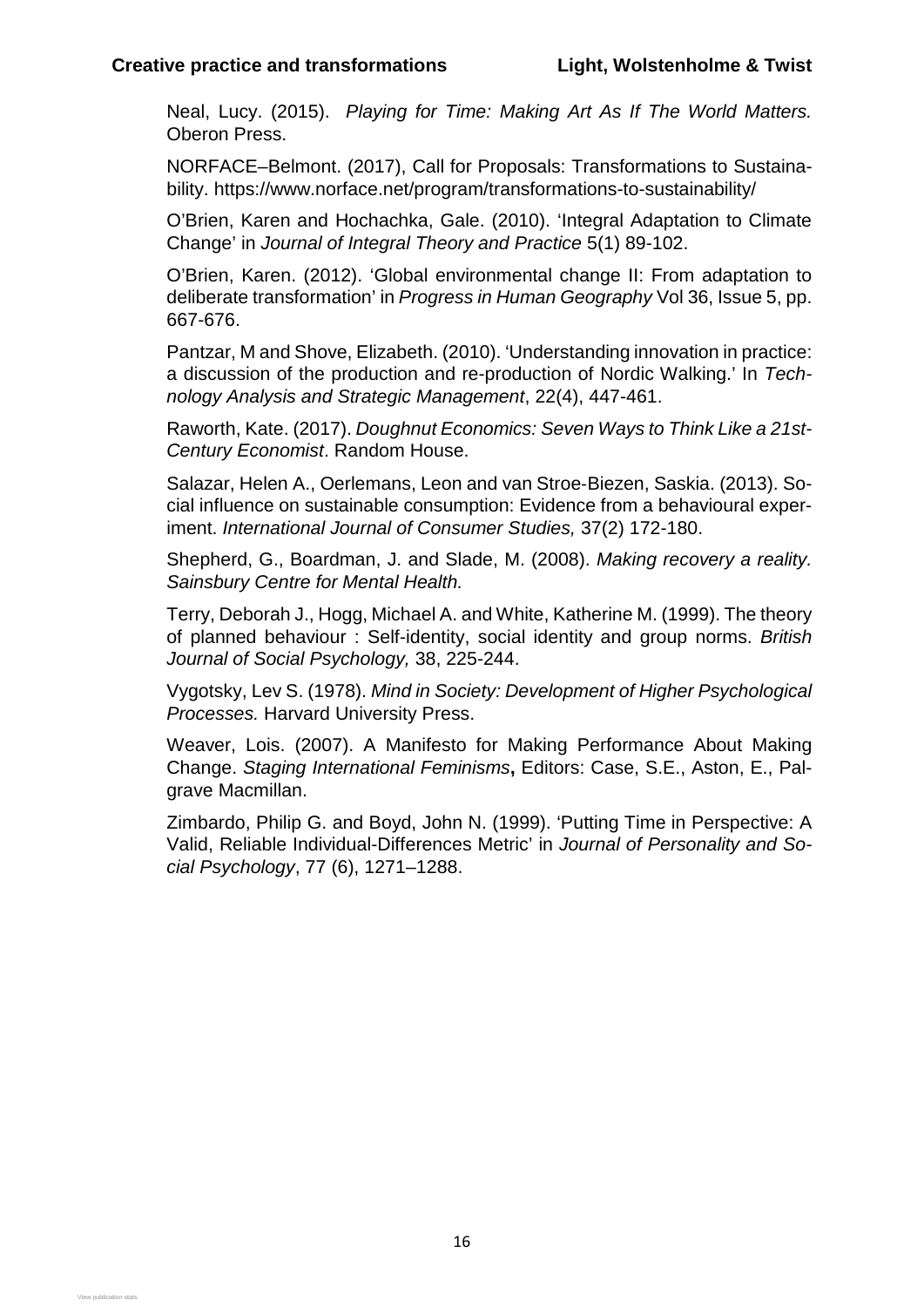Neal, Lucy. (2015). *Playing for Time: Making Art As If The World Matters.* Oberon Press.

NORFACE–Belmont. (2017), Call for Proposals: Transformations to Sustainability. https://www.norface.net/program/transformations-to-sustainability/

O'Brien, Karen and Hochachka, Gale. (2010). 'Integral Adaptation to Climate Change' in *Journal of Integral Theory and Practice* 5(1) 89-102.

O'Brien, Karen. (2012). 'Global environmental change II: From adaptation to deliberate transformation' in *Progress in Human Geography* Vol 36, Issue 5, pp. 667-676.

Pantzar, M and Shove, Elizabeth. (2010). 'Understanding innovation in practice: a discussion of the production and re-production of Nordic Walking.' In *Technology Analysis and Strategic Management*, 22(4), 447-461.

Raworth, Kate. (2017). *Doughnut Economics: Seven Ways to Think Like a 21st-Century Economist*. Random House.

Salazar, Helen A., Oerlemans, Leon and van Stroe-Biezen, Saskia. (2013). Social influence on sustainable consumption: Evidence from a behavioural experiment. *International Journal of Consumer Studies,* 37(2) 172-180.

Shepherd, G., Boardman, J. and Slade, M. (2008). *Making recovery a reality. Sainsbury Centre for Mental Health.*

Terry, Deborah J., Hogg, Michael A. and White, Katherine M. (1999). The theory of planned behaviour : Self-identity, social identity and group norms. *British Journal of Social Psychology,* 38, 225-244.

Vygotsky, Lev S. (1978). *Mind in Society: Development of Higher Psychological Processes.* Harvard University Press.

Weaver, Lois. (2007). A Manifesto for Making Performance About Making Change. *Staging International Feminisms***,** Editors: Case, S.E., Aston, E., Palgrave Macmillan.

Zimbardo, Philip G. and Boyd, John N. (1999). 'Putting Time in Perspective: A Valid, Reliable Individual-Differences Metric' in *Journal of Personality and Social Psychology*, 77 (6), 1271–1288.